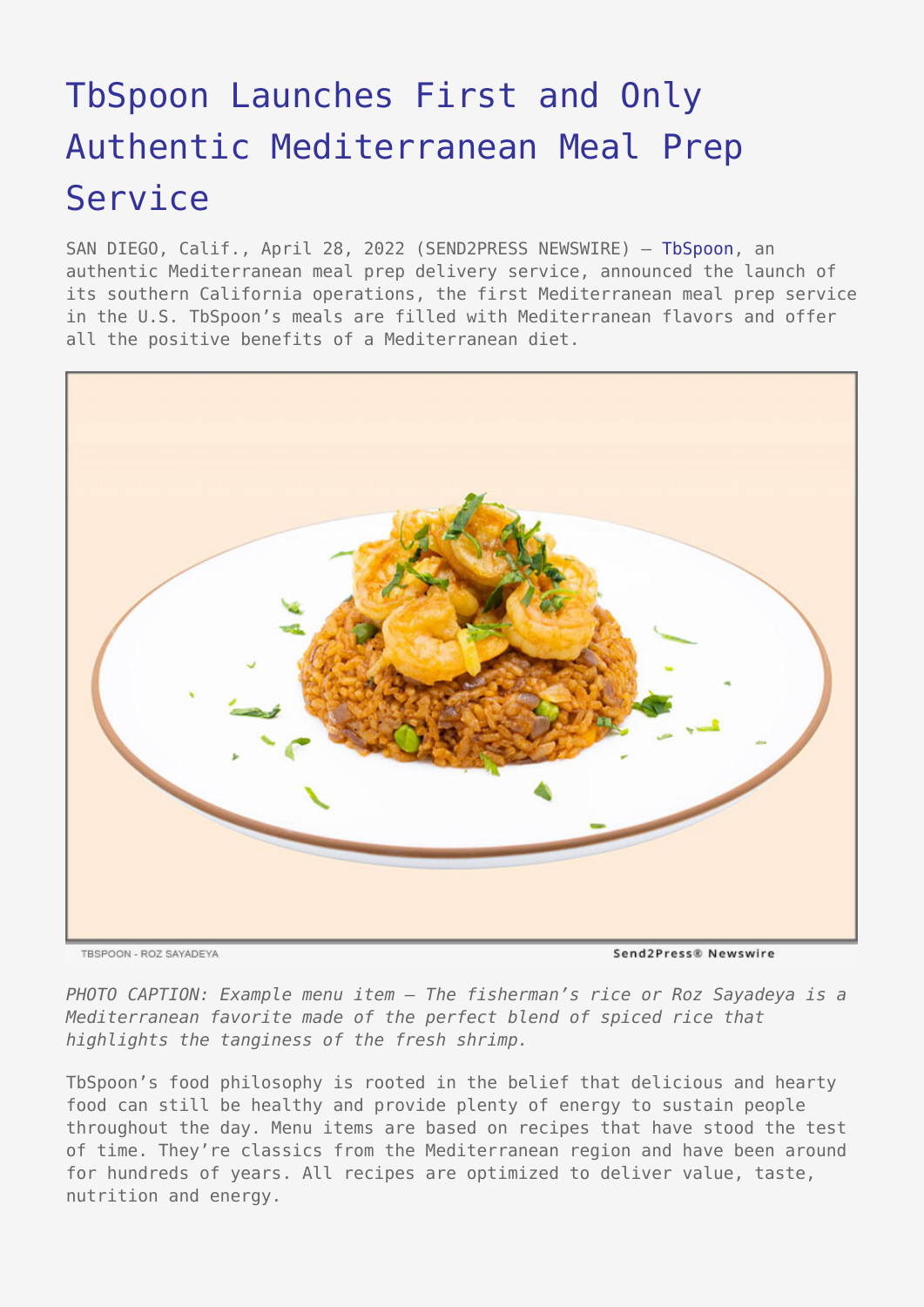# TbSpoon Launches First and Only Authentic Mediterranean Meal Prep Service

SAN DIEGO, Calif., April 28, 2022 (SEND2PRESS NEWSWIRE) — TbSpoon, an authentic Mediterranean meal prep delivery service, announced the launch of its southern California operations, the first Mediterranean meal prep service in the U.S. TbSpoon's meals are filled with Mediterranean flavors and offer all the positive benefits of a Mediterranean diet.

TBSPOON - ROZ SAYADEYA

Send2Press® Newswire

*PHOTO CAPTION: Example menu item – The fisherman's rice or Roz Sayadeya is a Mediterranean favorite made of the perfect blend of spiced rice that highlights the tanginess of the fresh shrimp.*

TbSpoon's food philosophy is rooted in the belief that delicious and hearty food can still be healthy and provide plenty of energy to sustain people throughout the day. Menu items are based on recipes that have stood the test of time. They're classics from the Mediterranean region and have been around for hundreds of years. All recipes are optimized to deliver value, taste, nutrition and energy.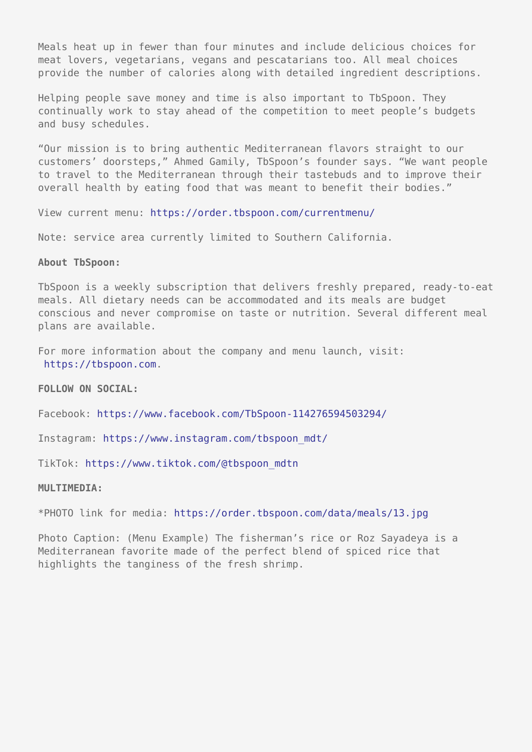Meals heat up in fewer than four minutes and include delicious choices for meat lovers, vegetarians, vegans and pescatarians too. All meal choices provide the number of calories along with detailed ingredient descriptions.

Helping people save money and time is also important to TbSpoon. They continually work to stay ahead of the competition to meet people's budgets and busy schedules.

"Our mission is to bring authentic Mediterranean flavors straight to our customers' doorsteps," Ahmed Gamily, TbSpoon's founder says. "We want people to travel to the Mediterranean through their tastebuds and to improve their overall health by eating food that was meant to benefit their bodies."

View current menu: https://order.tbspoon.com/currentmenu/

Note: service area currently limited to Southern California.

**About TbSpoon:**

TbSpoon is a weekly subscription that delivers freshly prepared, ready-to-eat meals. All dietary needs can be accommodated and its meals are budget conscious and never compromise on taste or nutrition. Several different meal plans are available.

For more information about the company and menu launch, visit: https://tbspoon.com.

**FOLLOW ON SOCIAL:**

Facebook: https://www.facebook.com/TbSpoon-114276594503294/

Instagram: https://www.instagram.com/tbspoon_mdt/

TikTok: https://www.tiktok.com/@tbspoon_mdtn

**MULTIMEDIA:**

*PHOTO link for media: https://order.tbspoon.com/data/meals/13.jpg

Photo Caption: (Menu Example) The fisherman's rice or Roz Sayadeya is a Mediterranean favorite made of the perfect blend of spiced rice that highlights the tanginess of the fresh shrimp.